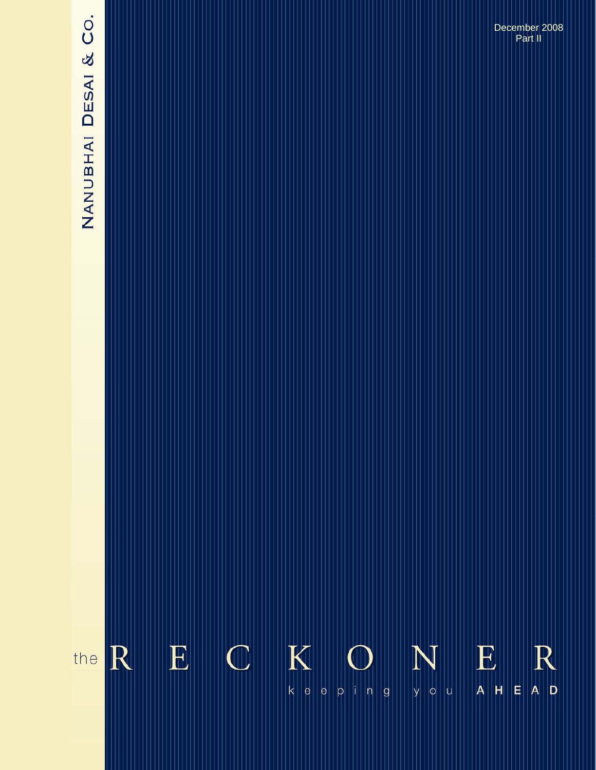NANUBHAI DESAI & CO.

December 2008
Part II

# the RECKONER

keeping you AHEAD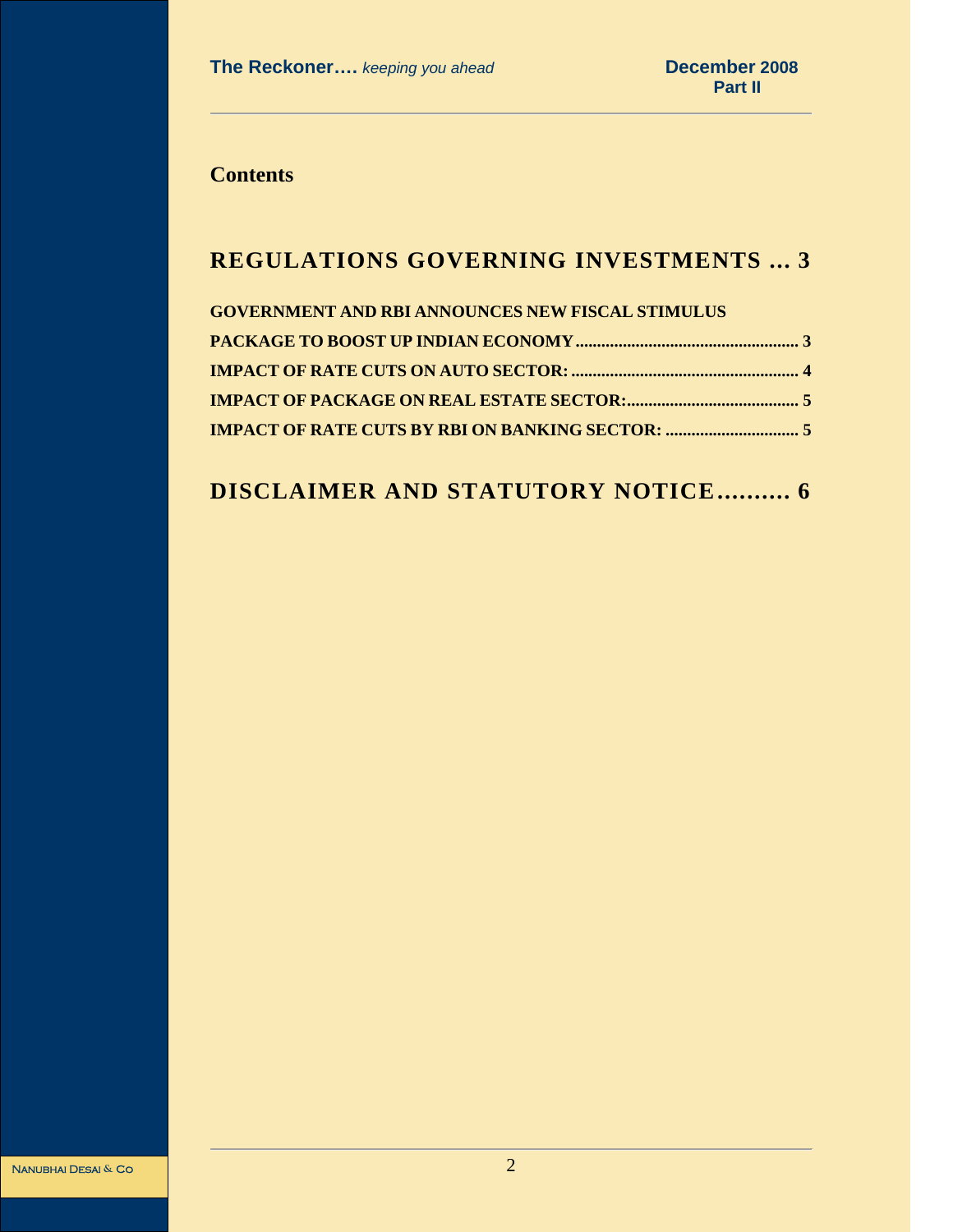## Contents

# REGULATIONS GOVERNING INVESTMENTS ... 3

**GOVERNMENT AND RBI ANNOUNCES NEW FISCAL STIMULUS PACKAGE TO BOOST UP INDIAN ECONOMY .................................................... 3**

**IMPACT OF RATE CUTS ON AUTO SECTOR: ..................................................... 4**

**IMPACT OF PACKAGE ON REAL ESTATE SECTOR:........................................ 5**

**IMPACT OF RATE CUTS BY RBI ON BANKING SECTOR: ............................... 5**

# DISCLAIMER AND STATUTORY NOTICE.......... 6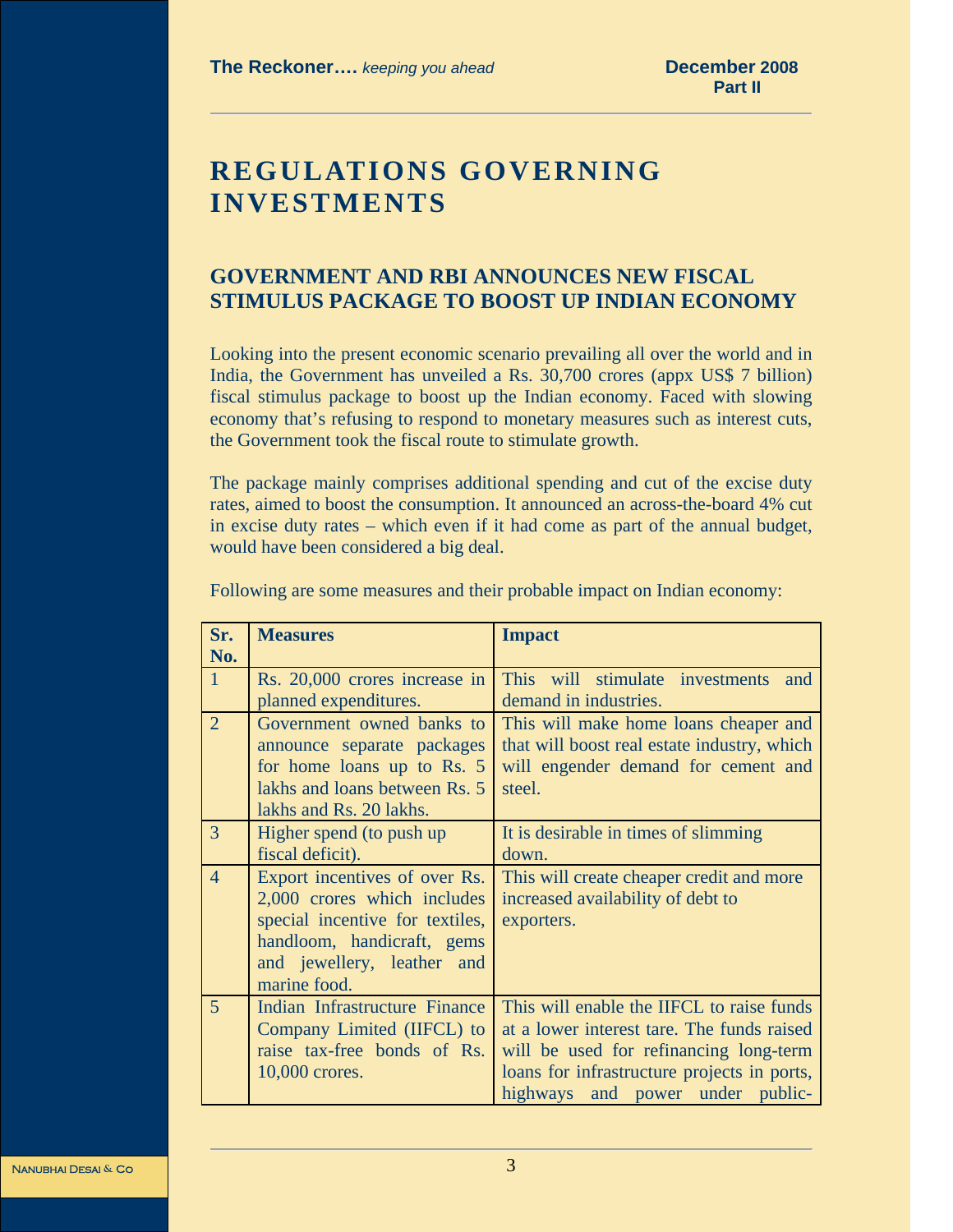# REGULATIONS GOVERNING INVESTMENTS

## GOVERNMENT AND RBI ANNOUNCES NEW FISCAL STIMULUS PACKAGE TO BOOST UP INDIAN ECONOMY

Looking into the present economic scenario prevailing all over the world and in India, the Government has unveiled a Rs. 30,700 crores (appx US$ 7 billion) fiscal stimulus package to boost up the Indian economy. Faced with slowing economy that's refusing to respond to monetary measures such as interest cuts, the Government took the fiscal route to stimulate growth.

The package mainly comprises additional spending and cut of the excise duty rates, aimed to boost the consumption. It announced an across-the-board 4% cut in excise duty rates – which even if it had come as part of the annual budget, would have been considered a big deal.

Following are some measures and their probable impact on Indian economy:

| Sr. No. | Measures | Impact |
|---|---|---|
| 1 | Rs. 20,000 crores increase in planned expenditures. | This will stimulate investments and demand in industries. |
| 2 | Government owned banks to announce separate packages for home loans up to Rs. 5 lakhs and loans between Rs. 5 lakhs and Rs. 20 lakhs. | This will make home loans cheaper and that will boost real estate industry, which will engender demand for cement and steel. |
| 3 | Higher spend (to push up fiscal deficit). | It is desirable in times of slimming down. |
| 4 | Export incentives of over Rs. 2,000 crores which includes special incentive for textiles, handloom, handicraft, gems and jewellery, leather and marine food. | This will create cheaper credit and more increased availability of debt to exporters. |
| 5 | Indian Infrastructure Finance Company Limited (IIFCL) to raise tax-free bonds of Rs. 10,000 crores. | This will enable the IIFCL to raise funds at a lower interest tare. The funds raised will be used for refinancing long-term loans for infrastructure projects in ports, highways and power under public- |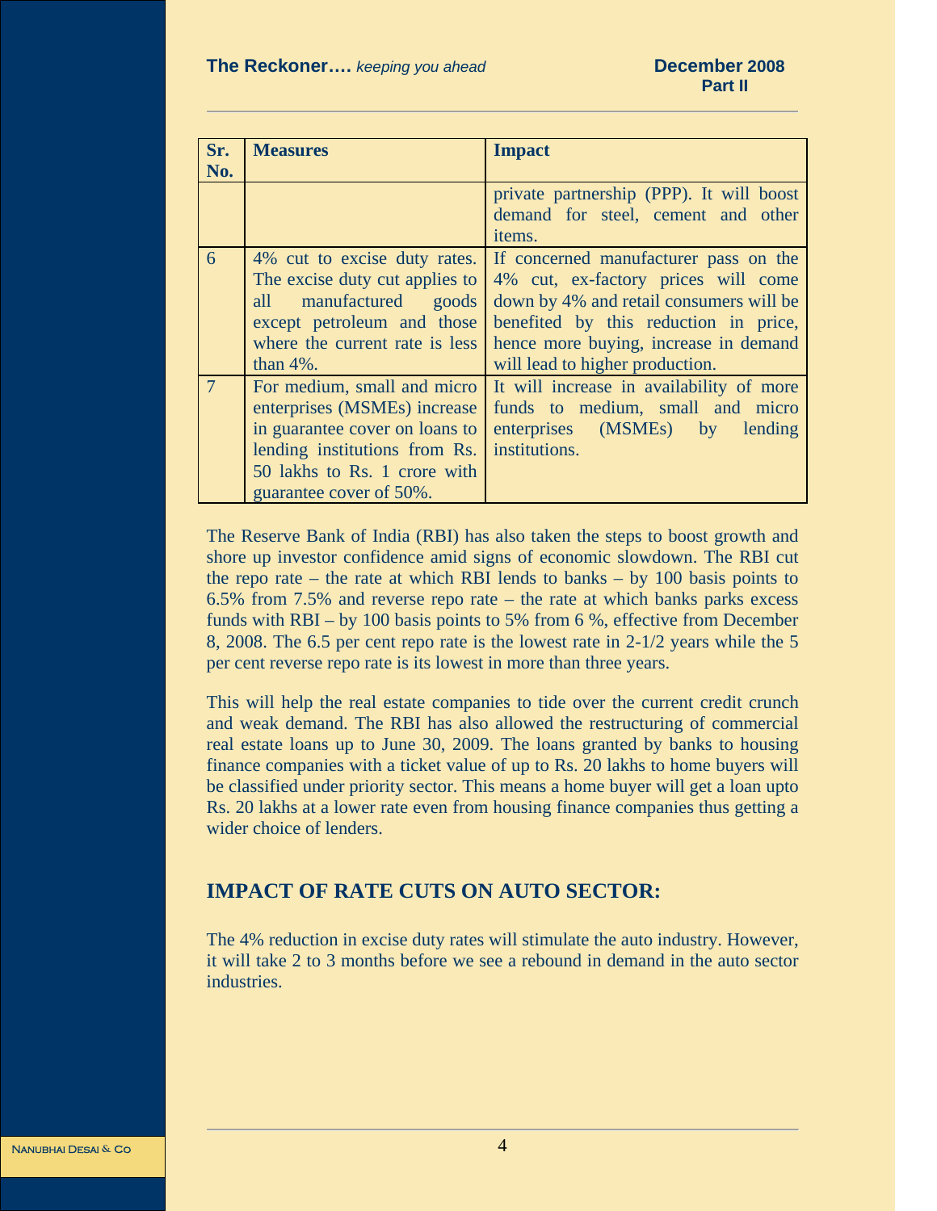| Sr. No. | Measures | Impact |
|---|---|---|
| | | private partnership (PPP). It will boost demand for steel, cement and other items. |
| 6 | 4% cut to excise duty rates. The excise duty cut applies to all manufactured goods except petroleum and those where the current rate is less than 4%. | If concerned manufacturer pass on the 4% cut, ex-factory prices will come down by 4% and retail consumers will be benefited by this reduction in price, hence more buying, increase in demand will lead to higher production. |
| 7 | For medium, small and micro enterprises (MSMEs) increase in guarantee cover on loans to lending institutions from Rs. 50 lakhs to Rs. 1 crore with guarantee cover of 50%. | It will increase in availability of more funds to medium, small and micro enterprises (MSMEs) by lending institutions. |

The Reserve Bank of India (RBI) has also taken the steps to boost growth and shore up investor confidence amid signs of economic slowdown. The RBI cut the repo rate – the rate at which RBI lends to banks – by 100 basis points to 6.5% from 7.5% and reverse repo rate – the rate at which banks parks excess funds with RBI – by 100 basis points to 5% from 6 %, effective from December 8, 2008. The 6.5 per cent repo rate is the lowest rate in 2-1/2 years while the 5 per cent reverse repo rate is its lowest in more than three years.

This will help the real estate companies to tide over the current credit crunch and weak demand. The RBI has also allowed the restructuring of commercial real estate loans up to June 30, 2009. The loans granted by banks to housing finance companies with a ticket value of up to Rs. 20 lakhs to home buyers will be classified under priority sector. This means a home buyer will get a loan upto Rs. 20 lakhs at a lower rate even from housing finance companies thus getting a wider choice of lenders.

## IMPACT OF RATE CUTS ON AUTO SECTOR:

The 4% reduction in excise duty rates will stimulate the auto industry. However, it will take 2 to 3 months before we see a rebound in demand in the auto sector industries.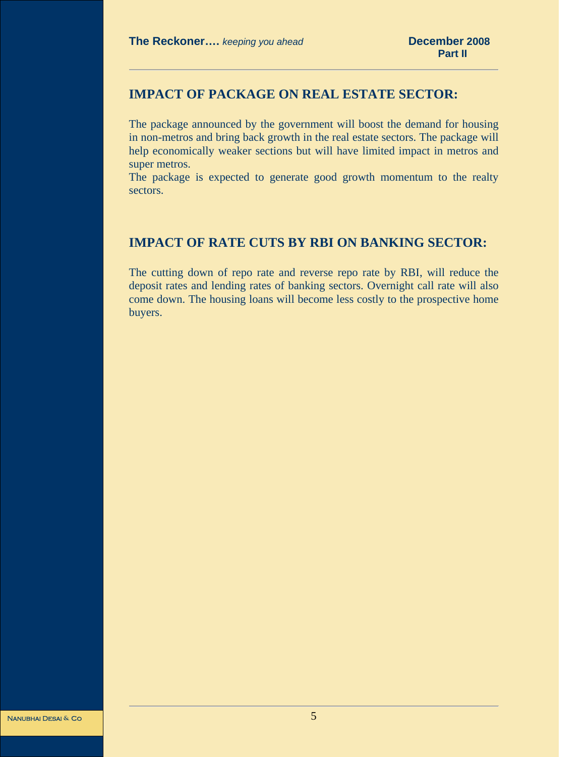## IMPACT OF PACKAGE ON REAL ESTATE SECTOR:

The package announced by the government will boost the demand for housing in non-metros and bring back growth in the real estate sectors. The package will help economically weaker sections but will have limited impact in metros and super metros.

The package is expected to generate good growth momentum to the realty sectors.

## IMPACT OF RATE CUTS BY RBI ON BANKING SECTOR:

The cutting down of repo rate and reverse repo rate by RBI, will reduce the deposit rates and lending rates of banking sectors. Overnight call rate will also come down. The housing loans will become less costly to the prospective home buyers.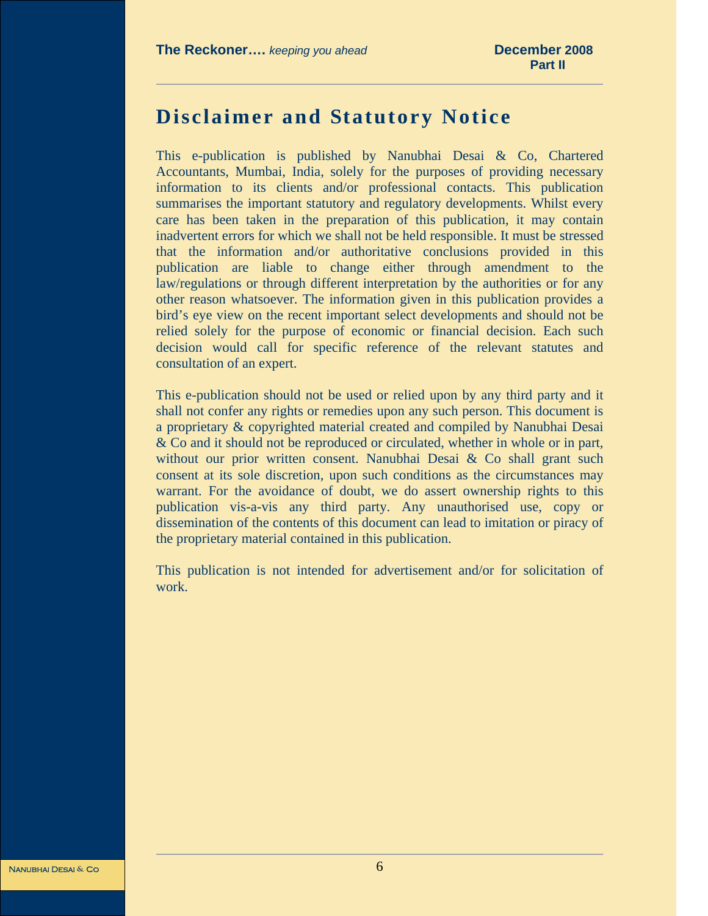# Disclaimer and Statutory Notice

This e-publication is published by Nanubhai Desai & Co, Chartered Accountants, Mumbai, India, solely for the purposes of providing necessary information to its clients and/or professional contacts. This publication summarises the important statutory and regulatory developments. Whilst every care has been taken in the preparation of this publication, it may contain inadvertent errors for which we shall not be held responsible. It must be stressed that the information and/or authoritative conclusions provided in this publication are liable to change either through amendment to the law/regulations or through different interpretation by the authorities or for any other reason whatsoever. The information given in this publication provides a bird's eye view on the recent important select developments and should not be relied solely for the purpose of economic or financial decision. Each such decision would call for specific reference of the relevant statutes and consultation of an expert.

This e-publication should not be used or relied upon by any third party and it shall not confer any rights or remedies upon any such person. This document is a proprietary & copyrighted material created and compiled by Nanubhai Desai & Co and it should not be reproduced or circulated, whether in whole or in part, without our prior written consent. Nanubhai Desai & Co shall grant such consent at its sole discretion, upon such conditions as the circumstances may warrant. For the avoidance of doubt, we do assert ownership rights to this publication vis-a-vis any third party. Any unauthorised use, copy or dissemination of the contents of this document can lead to imitation or piracy of the proprietary material contained in this publication.

This publication is not intended for advertisement and/or for solicitation of work.